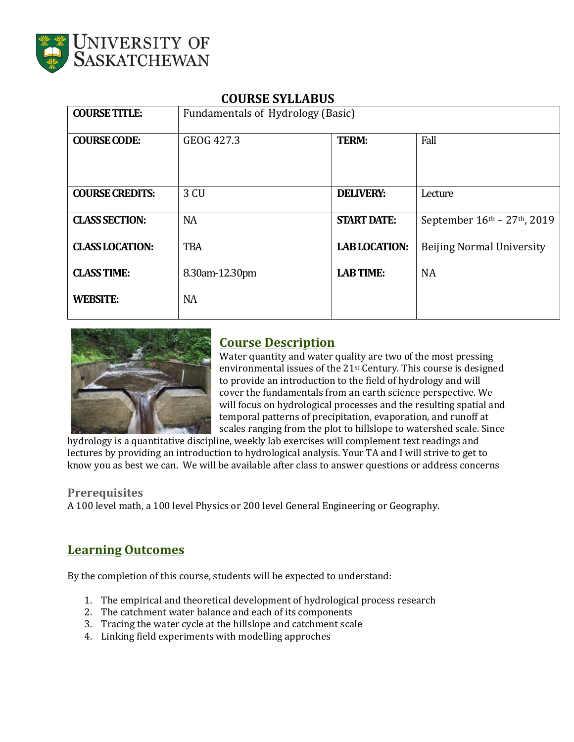# COURSE SYLLABUS

| COURSE TITLE: | Fundamentals of Hydrology (Basic) | | |
|---|---|---|---|
| COURSE CODE: | GEOG 427.3 | TERM: | Fall |
| COURSE CREDITS: | 3 CU | DELIVERY: | Lecture |
| CLASS SECTION: | NA | START DATE: | September 16th – 27th, 2019 |
| CLASS LOCATION: | TBA | LAB LOCATION: | Beijing Normal University |
| CLASS TIME: | 8.30am-12.30pm | LAB TIME: | NA |
| WEBSITE: | NA | | |

## Course Description

Water quantity and water quality are two of the most pressing environmental issues of the 21st Century. This course is designed to provide an introduction to the field of hydrology and will cover the fundamentals from an earth science perspective. We will focus on hydrological processes and the resulting spatial and temporal patterns of precipitation, evaporation, and runoff at scales ranging from the plot to hillslope to watershed scale. Since hydrology is a quantitative discipline, weekly lab exercises will complement text readings and lectures by providing an introduction to hydrological analysis. Your TA and I will strive to get to know you as best we can. We will be available after class to answer questions or address concerns

### Prerequisites

A 100 level math, a 100 level Physics or 200 level General Engineering or Geography.

## Learning Outcomes

By the completion of this course, students will be expected to understand:

1. The empirical and theoretical development of hydrological process research
2. The catchment water balance and each of its components
3. Tracing the water cycle at the hillslope and catchment scale
4. Linking field experiments with modelling approches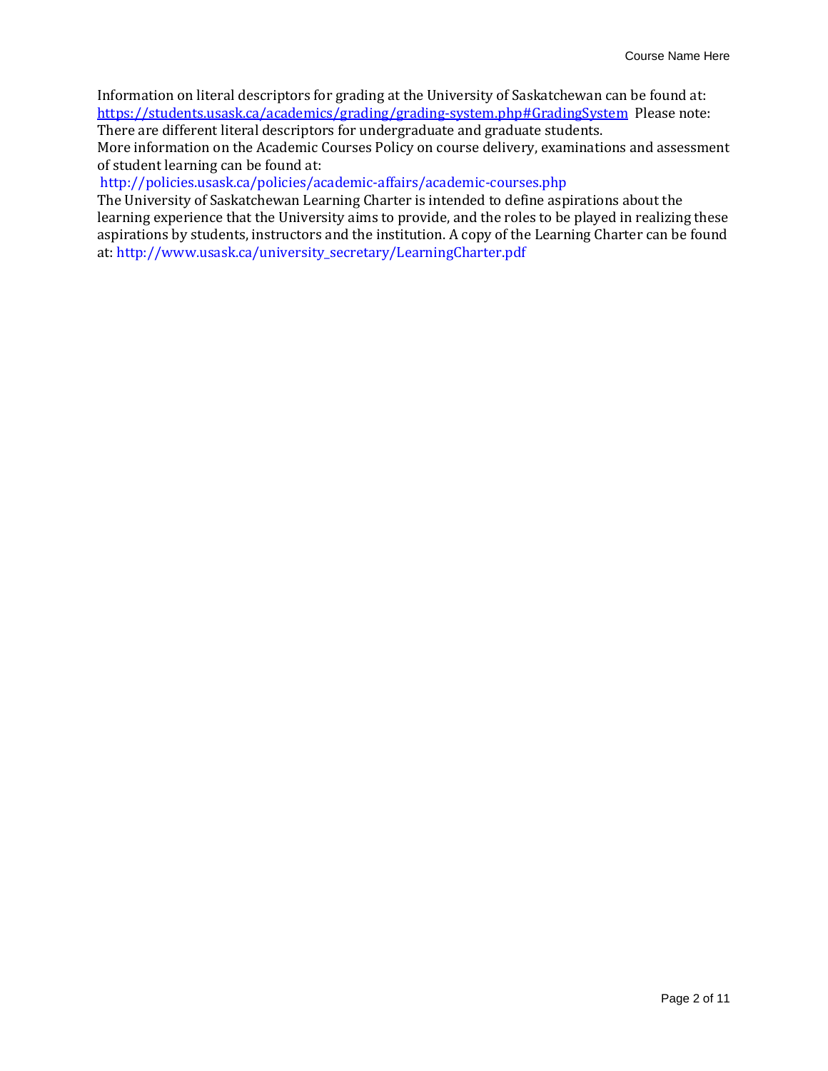Information on literal descriptors for grading at the University of Saskatchewan can be found at: https://students.usask.ca/academics/grading/grading-system.php#GradingSystem Please note: There are different literal descriptors for undergraduate and graduate students.

More information on the Academic Courses Policy on course delivery, examinations and assessment of student learning can be found at:

http://policies.usask.ca/policies/academic-affairs/academic-courses.php

The University of Saskatchewan Learning Charter is intended to define aspirations about the learning experience that the University aims to provide, and the roles to be played in realizing these aspirations by students, instructors and the institution. A copy of the Learning Charter can be found at: http://www.usask.ca/university_secretary/LearningCharter.pdf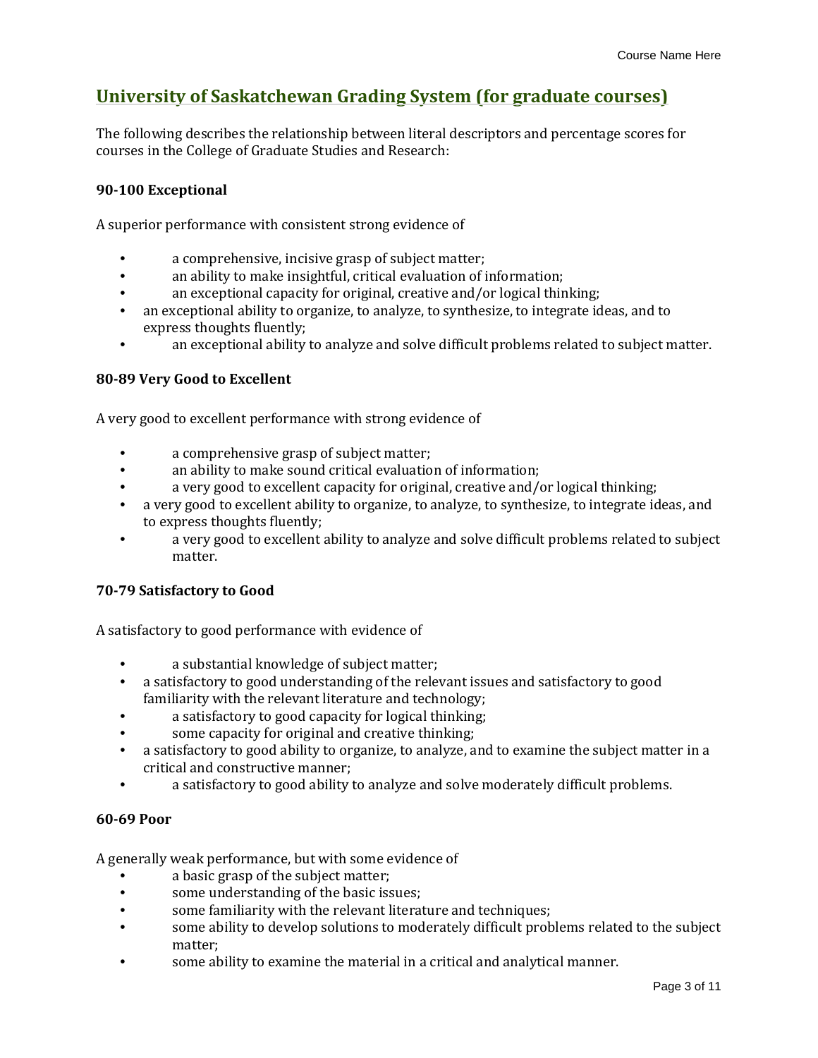## University of Saskatchewan Grading System (for graduate courses)

The following describes the relationship between literal descriptors and percentage scores for courses in the College of Graduate Studies and Research:

**90-100 Exceptional**

A superior performance with consistent strong evidence of

- a comprehensive, incisive grasp of subject matter;
- an ability to make insightful, critical evaluation of information;
- an exceptional capacity for original, creative and/or logical thinking;
- an exceptional ability to organize, to analyze, to synthesize, to integrate ideas, and to express thoughts fluently;
- an exceptional ability to analyze and solve difficult problems related to subject matter.

**80-89 Very Good to Excellent**

A very good to excellent performance with strong evidence of

- a comprehensive grasp of subject matter;
- an ability to make sound critical evaluation of information;
- a very good to excellent capacity for original, creative and/or logical thinking;
- a very good to excellent ability to organize, to analyze, to synthesize, to integrate ideas, and to express thoughts fluently;
- a very good to excellent ability to analyze and solve difficult problems related to subject matter.

**70-79 Satisfactory to Good**

A satisfactory to good performance with evidence of

- a substantial knowledge of subject matter;
- a satisfactory to good understanding of the relevant issues and satisfactory to good familiarity with the relevant literature and technology;
- a satisfactory to good capacity for logical thinking;
- some capacity for original and creative thinking;
- a satisfactory to good ability to organize, to analyze, and to examine the subject matter in a critical and constructive manner;
- a satisfactory to good ability to analyze and solve moderately difficult problems.

**60-69 Poor**

A generally weak performance, but with some evidence of

- a basic grasp of the subject matter;
- some understanding of the basic issues;
- some familiarity with the relevant literature and techniques;
- some ability to develop solutions to moderately difficult problems related to the subject matter;
- some ability to examine the material in a critical and analytical manner.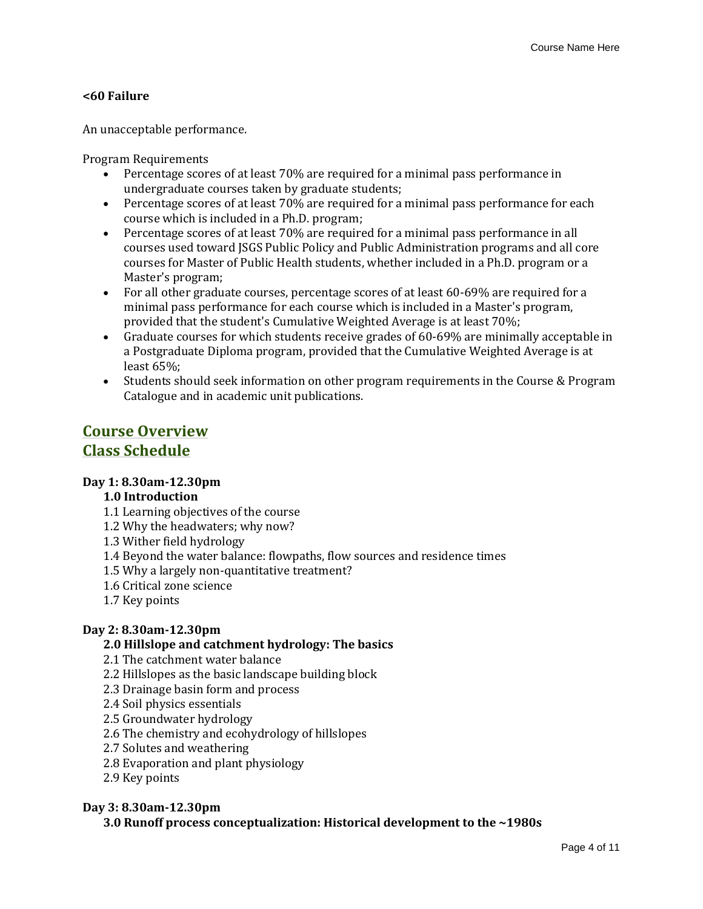**<60 Failure**

An unacceptable performance.

Program Requirements

- Percentage scores of at least 70% are required for a minimal pass performance in undergraduate courses taken by graduate students;
- Percentage scores of at least 70% are required for a minimal pass performance for each course which is included in a Ph.D. program;
- Percentage scores of at least 70% are required for a minimal pass performance in all courses used toward JSGS Public Policy and Public Administration programs and all core courses for Master of Public Health students, whether included in a Ph.D. program or a Master's program;
- For all other graduate courses, percentage scores of at least 60-69% are required for a minimal pass performance for each course which is included in a Master's program, provided that the student's Cumulative Weighted Average is at least 70%;
- Graduate courses for which students receive grades of 60-69% are minimally acceptable in a Postgraduate Diploma program, provided that the Cumulative Weighted Average is at least 65%;
- Students should seek information on other program requirements in the Course & Program Catalogue and in academic unit publications.

## Course Overview

## Class Schedule

**Day 1: 8.30am-12.30pm**

**1.0 Introduction**

1.1 Learning objectives of the course
1.2 Why the headwaters; why now?
1.3 Wither field hydrology
1.4 Beyond the water balance: flowpaths, flow sources and residence times
1.5 Why a largely non-quantitative treatment?
1.6 Critical zone science
1.7 Key points

**Day 2: 8.30am-12.30pm**

**2.0 Hillslope and catchment hydrology: The basics**

2.1 The catchment water balance
2.2 Hillslopes as the basic landscape building block
2.3 Drainage basin form and process
2.4 Soil physics essentials
2.5 Groundwater hydrology
2.6 The chemistry and ecohydrology of hillslopes
2.7 Solutes and weathering
2.8 Evaporation and plant physiology
2.9 Key points

**Day 3: 8.30am-12.30pm**

**3.0 Runoff process conceptualization: Historical development to the ~1980s**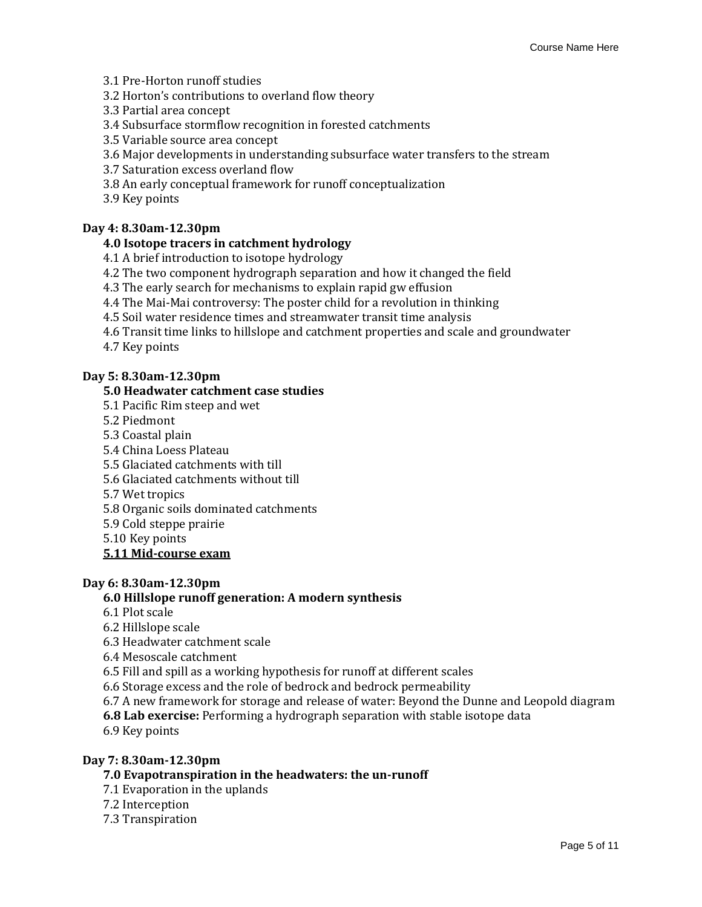3.1 Pre-Horton runoff studies
3.2 Horton's contributions to overland flow theory
3.3 Partial area concept
3.4 Subsurface stormflow recognition in forested catchments
3.5 Variable source area concept
3.6 Major developments in understanding subsurface water transfers to the stream
3.7 Saturation excess overland flow
3.8 An early conceptual framework for runoff conceptualization
3.9 Key points

**Day 4: 8.30am-12.30pm**

**4.0 Isotope tracers in catchment hydrology**

4.1 A brief introduction to isotope hydrology
4.2 The two component hydrograph separation and how it changed the field
4.3 The early search for mechanisms to explain rapid gw effusion
4.4 The Mai-Mai controversy: The poster child for a revolution in thinking
4.5 Soil water residence times and streamwater transit time analysis
4.6 Transit time links to hillslope and catchment properties and scale and groundwater
4.7 Key points

**Day 5: 8.30am-12.30pm**

**5.0 Headwater catchment case studies**

5.1 Pacific Rim steep and wet
5.2 Piedmont
5.3 Coastal plain
5.4 China Loess Plateau
5.5 Glaciated catchments with till
5.6 Glaciated catchments without till
5.7 Wet tropics
5.8 Organic soils dominated catchments
5.9 Cold steppe prairie
5.10 Key points
**<u>5.11 Mid-course exam</u>**

**Day 6: 8.30am-12.30pm**

**6.0 Hillslope runoff generation: A modern synthesis**

6.1 Plot scale
6.2 Hillslope scale
6.3 Headwater catchment scale
6.4 Mesoscale catchment
6.5 Fill and spill as a working hypothesis for runoff at different scales
6.6 Storage excess and the role of bedrock and bedrock permeability
6.7 A new framework for storage and release of water: Beyond the Dunne and Leopold diagram
**6.8 Lab exercise:** Performing a hydrograph separation with stable isotope data
6.9 Key points

**Day 7: 8.30am-12.30pm**

**7.0 Evapotranspiration in the headwaters: the un-runoff**

7.1 Evaporation in the uplands
7.2 Interception
7.3 Transpiration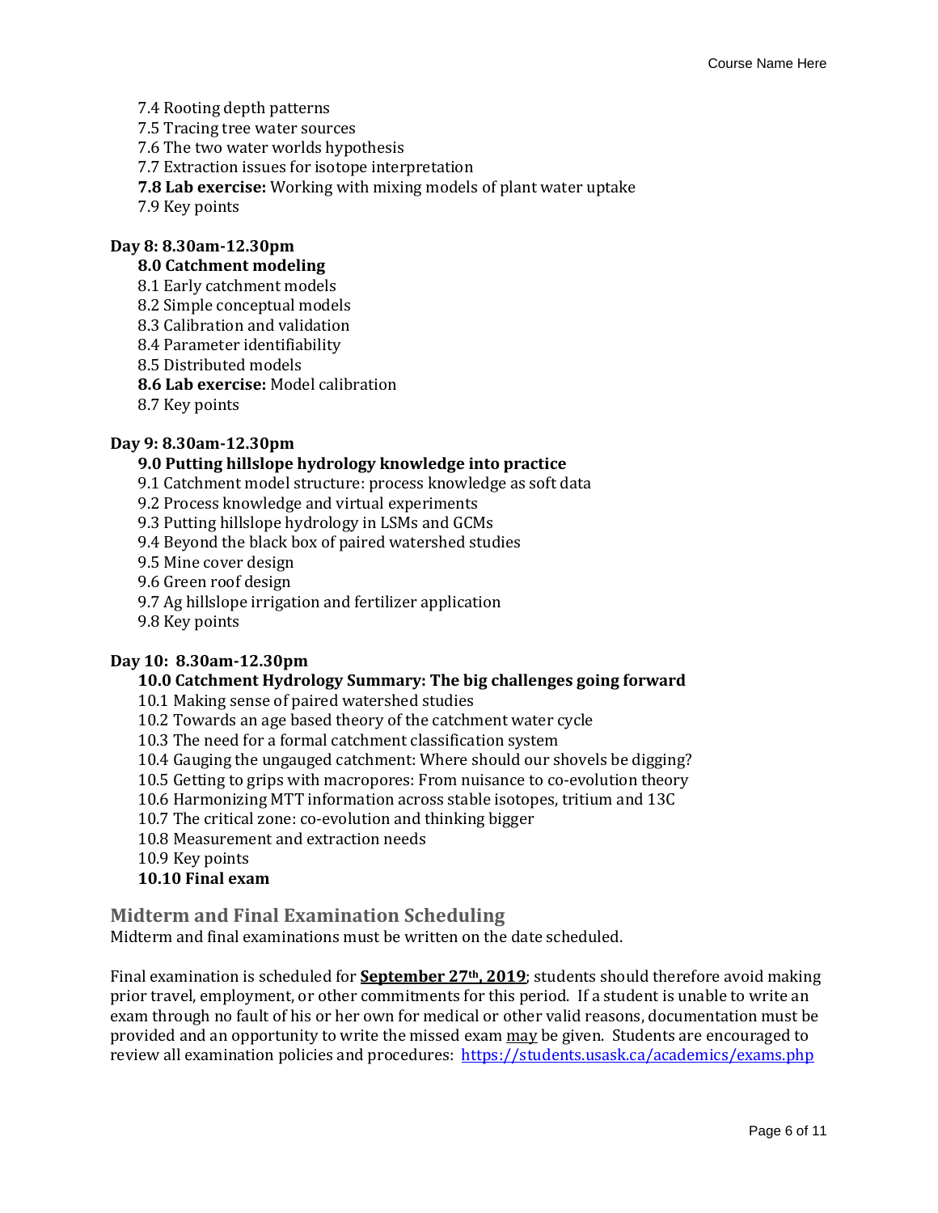7.4 Rooting depth patterns
7.5 Tracing tree water sources
7.6 The two water worlds hypothesis
7.7 Extraction issues for isotope interpretation
**7.8 Lab exercise:** Working with mixing models of plant water uptake
7.9 Key points

**Day 8: 8.30am-12.30pm**

**8.0 Catchment modeling**
8.1 Early catchment models
8.2 Simple conceptual models
8.3 Calibration and validation
8.4 Parameter identifiability
8.5 Distributed models
**8.6 Lab exercise:** Model calibration
8.7 Key points

**Day 9: 8.30am-12.30pm**

**9.0 Putting hillslope hydrology knowledge into practice**
9.1 Catchment model structure: process knowledge as soft data
9.2 Process knowledge and virtual experiments
9.3 Putting hillslope hydrology in LSMs and GCMs
9.4 Beyond the black box of paired watershed studies
9.5 Mine cover design
9.6 Green roof design
9.7 Ag hillslope irrigation and fertilizer application
9.8 Key points

**Day 10: 8.30am-12.30pm**

**10.0 Catchment Hydrology Summary: The big challenges going forward**
10.1 Making sense of paired watershed studies
10.2 Towards an age based theory of the catchment water cycle
10.3 The need for a formal catchment classification system
10.4 Gauging the ungauged catchment: Where should our shovels be digging?
10.5 Getting to grips with macropores: From nuisance to co-evolution theory
10.6 Harmonizing MTT information across stable isotopes, tritium and 13C
10.7 The critical zone: co-evolution and thinking bigger
10.8 Measurement and extraction needs
10.9 Key points
**10.10 Final exam**

## Midterm and Final Examination Scheduling

Midterm and final examinations must be written on the date scheduled.

Final examination is scheduled for **September 27th, 2019**; students should therefore avoid making prior travel, employment, or other commitments for this period. If a student is unable to write an exam through no fault of his or her own for medical or other valid reasons, documentation must be provided and an opportunity to write the missed exam may be given. Students are encouraged to review all examination policies and procedures: https://students.usask.ca/academics/exams.php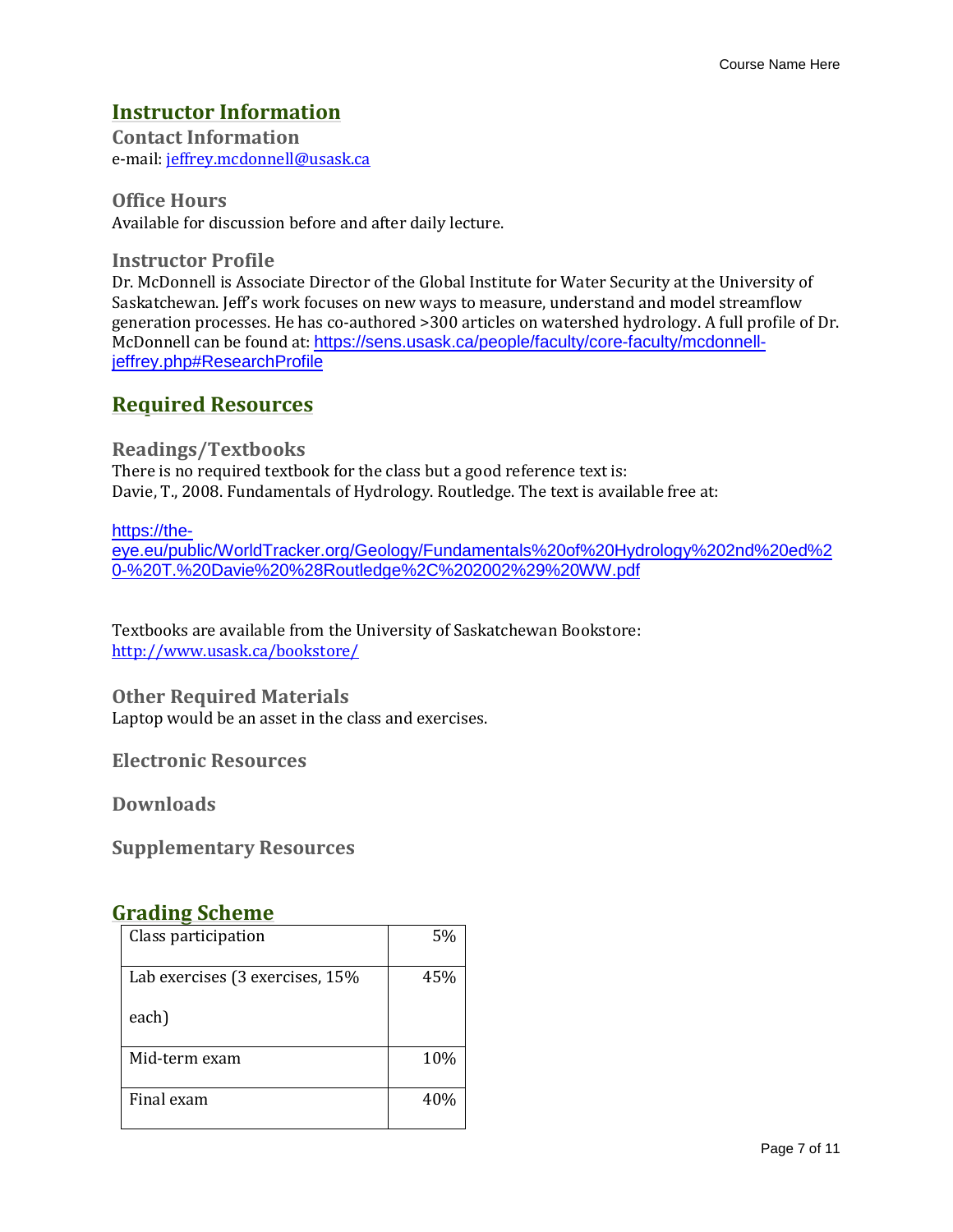# Instructor Information

### Contact Information

e-mail: jeffrey.mcdonnell@usask.ca

### Office Hours

Available for discussion before and after daily lecture.

### Instructor Profile

Dr. McDonnell is Associate Director of the Global Institute for Water Security at the University of Saskatchewan. Jeff's work focuses on new ways to measure, understand and model streamflow generation processes. He has co-authored >300 articles on watershed hydrology. A full profile of Dr. McDonnell can be found at: https://sens.usask.ca/people/faculty/core-faculty/mcdonnell-jeffrey.php#ResearchProfile

# Required Resources

### Readings/Textbooks

There is no required textbook for the class but a good reference text is:
Davie, T., 2008. Fundamentals of Hydrology. Routledge. The text is available free at:

https://the-eye.eu/public/WorldTracker.org/Geology/Fundamentals%20of%20Hydrology%202nd%20ed%20-%20T.%20Davie%20%28Routledge%2C%202002%29%20WW.pdf

Textbooks are available from the University of Saskatchewan Bookstore:
http://www.usask.ca/bookstore/

### Other Required Materials

Laptop would be an asset in the class and exercises.

### Electronic Resources

### Downloads

### Supplementary Resources

# Grading Scheme

| Component | Weight |
|---|---|
| Class participation | 5% |
| Lab exercises (3 exercises, 15% each) | 45% |
| Mid-term exam | 10% |
| Final exam | 40% |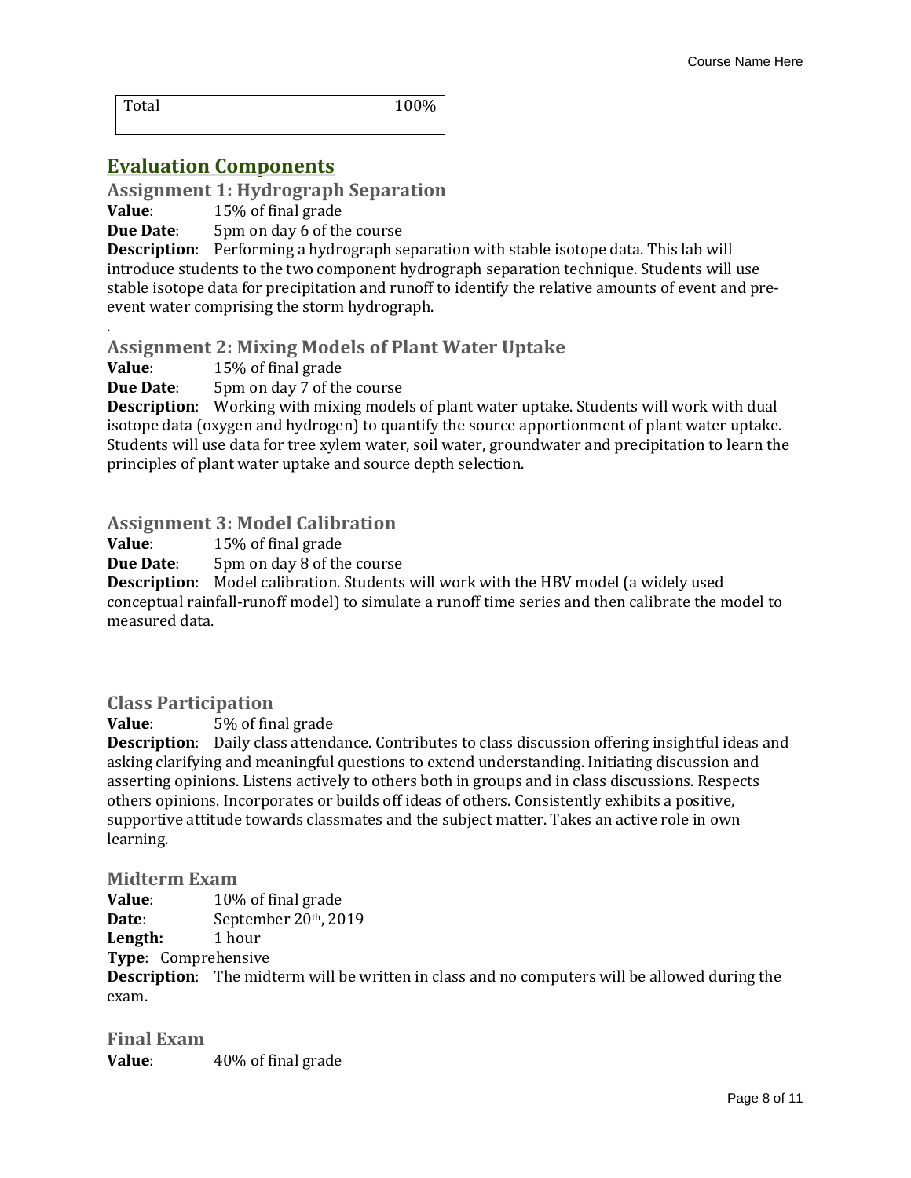| Total | 100% |
|---|---|

## Evaluation Components

### Assignment 1: Hydrograph Separation

**Value**: 15% of final grade

**Due Date**: 5pm on day 6 of the course

**Description**: Performing a hydrograph separation with stable isotope data. This lab will introduce students to the two component hydrograph separation technique. Students will use stable isotope data for precipitation and runoff to identify the relative amounts of event and pre-event water comprising the storm hydrograph.

.

### Assignment 2: Mixing Models of Plant Water Uptake

**Value**: 15% of final grade

**Due Date**: 5pm on day 7 of the course

**Description**: Working with mixing models of plant water uptake. Students will work with dual isotope data (oxygen and hydrogen) to quantify the source apportionment of plant water uptake. Students will use data for tree xylem water, soil water, groundwater and precipitation to learn the principles of plant water uptake and source depth selection.

### Assignment 3: Model Calibration

**Value**: 15% of final grade

**Due Date**: 5pm on day 8 of the course

**Description**: Model calibration. Students will work with the HBV model (a widely used conceptual rainfall-runoff model) to simulate a runoff time series and then calibrate the model to measured data.

### Class Participation

**Value**: 5% of final grade

**Description**: Daily class attendance. Contributes to class discussion offering insightful ideas and asking clarifying and meaningful questions to extend understanding. Initiating discussion and asserting opinions. Listens actively to others both in groups and in class discussions. Respects others opinions. Incorporates or builds off ideas of others. Consistently exhibits a positive, supportive attitude towards classmates and the subject matter. Takes an active role in own learning.

### Midterm Exam

**Value**: 10% of final grade

**Date**: September 20th, 2019

**Length:** 1 hour

**Type**: Comprehensive

**Description**: The midterm will be written in class and no computers will be allowed during the exam.

### Final Exam

**Value**: 40% of final grade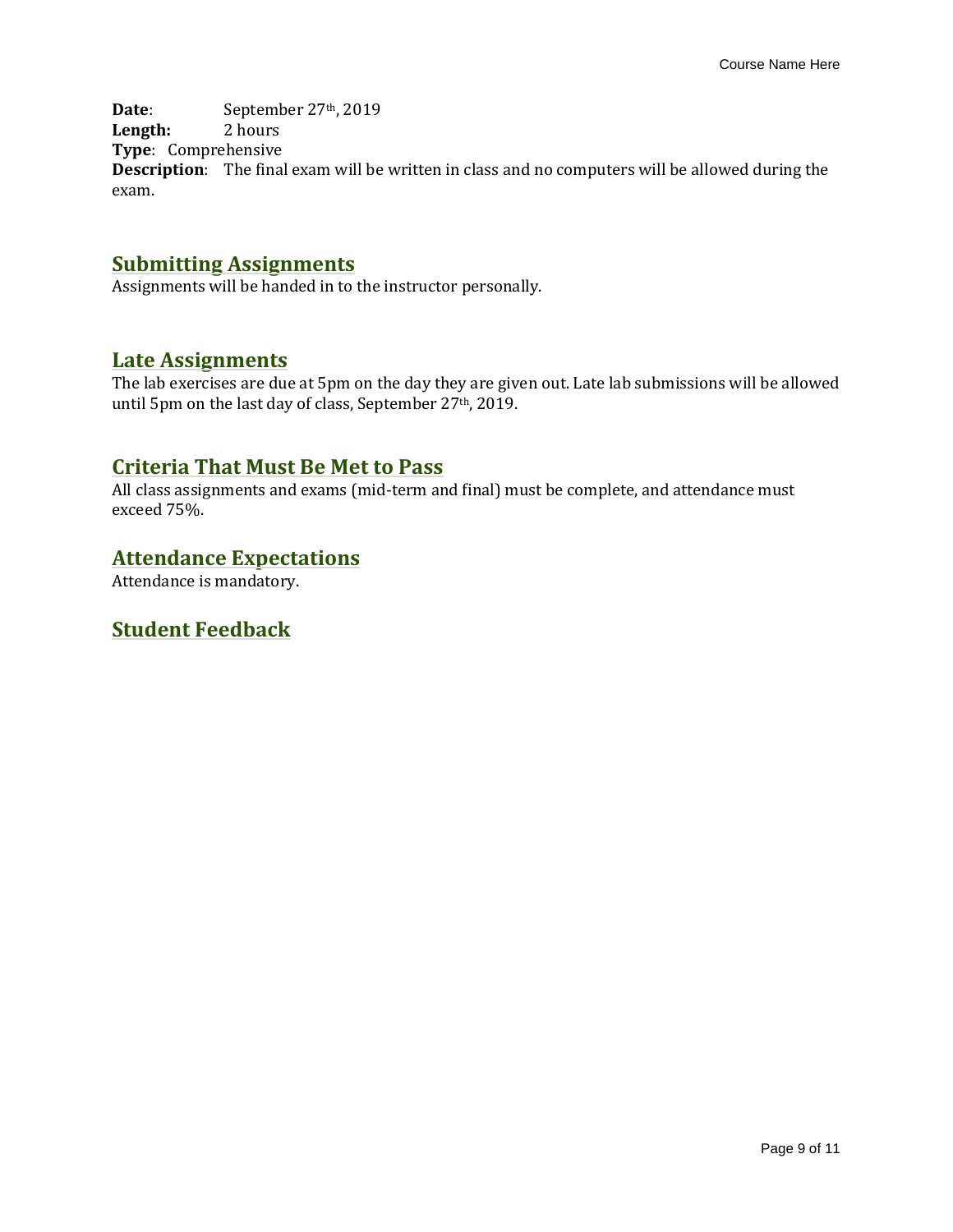**Date**: September 27th, 2019
**Length:** 2 hours
**Type**: Comprehensive
**Description**: The final exam will be written in class and no computers will be allowed during the exam.

## Submitting Assignments

Assignments will be handed in to the instructor personally.

## Late Assignments

The lab exercises are due at 5pm on the day they are given out. Late lab submissions will be allowed until 5pm on the last day of class, September 27th, 2019.

## Criteria That Must Be Met to Pass

All class assignments and exams (mid-term and final) must be complete, and attendance must exceed 75%.

## Attendance Expectations

Attendance is mandatory.

## Student Feedback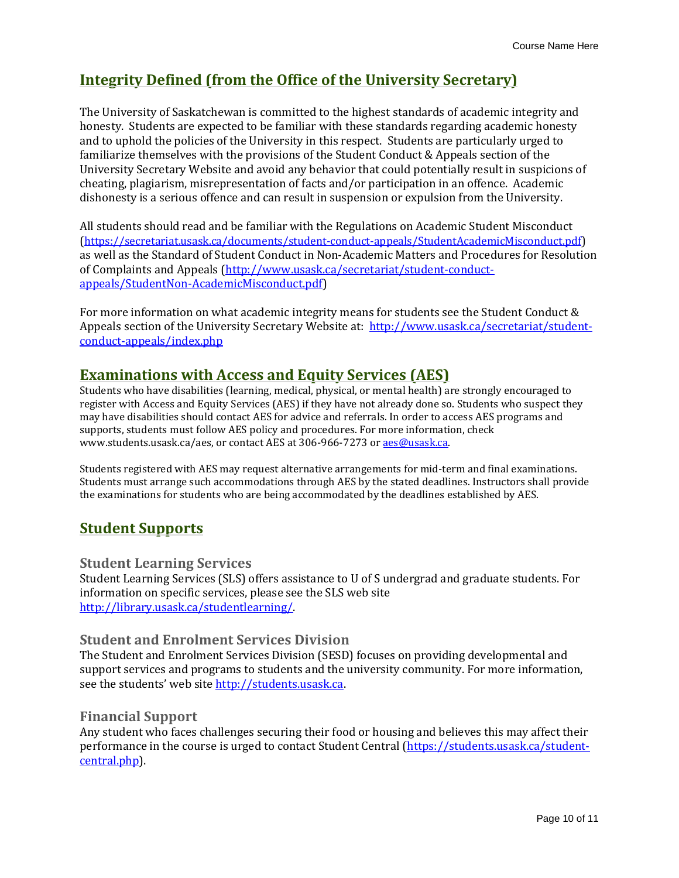## Integrity Defined (from the Office of the University Secretary)

The University of Saskatchewan is committed to the highest standards of academic integrity and honesty. Students are expected to be familiar with these standards regarding academic honesty and to uphold the policies of the University in this respect. Students are particularly urged to familiarize themselves with the provisions of the Student Conduct & Appeals section of the University Secretary Website and avoid any behavior that could potentially result in suspicions of cheating, plagiarism, misrepresentation of facts and/or participation in an offence. Academic dishonesty is a serious offence and can result in suspension or expulsion from the University.

All students should read and be familiar with the Regulations on Academic Student Misconduct (https://secretariat.usask.ca/documents/student-conduct-appeals/StudentAcademicMisconduct.pdf) as well as the Standard of Student Conduct in Non-Academic Matters and Procedures for Resolution of Complaints and Appeals (http://www.usask.ca/secretariat/student-conduct-appeals/StudentNon-AcademicMisconduct.pdf)

For more information on what academic integrity means for students see the Student Conduct & Appeals section of the University Secretary Website at: http://www.usask.ca/secretariat/student-conduct-appeals/index.php

## Examinations with Access and Equity Services (AES)

Students who have disabilities (learning, medical, physical, or mental health) are strongly encouraged to register with Access and Equity Services (AES) if they have not already done so. Students who suspect they may have disabilities should contact AES for advice and referrals. In order to access AES programs and supports, students must follow AES policy and procedures. For more information, check www.students.usask.ca/aes, or contact AES at 306-966-7273 or aes@usask.ca.

Students registered with AES may request alternative arrangements for mid-term and final examinations. Students must arrange such accommodations through AES by the stated deadlines. Instructors shall provide the examinations for students who are being accommodated by the deadlines established by AES.

## Student Supports

### Student Learning Services

Student Learning Services (SLS) offers assistance to U of S undergrad and graduate students. For information on specific services, please see the SLS web site http://library.usask.ca/studentlearning/.

### Student and Enrolment Services Division

The Student and Enrolment Services Division (SESD) focuses on providing developmental and support services and programs to students and the university community. For more information, see the students' web site http://students.usask.ca.

### Financial Support

Any student who faces challenges securing their food or housing and believes this may affect their performance in the course is urged to contact Student Central (https://students.usask.ca/student-central.php).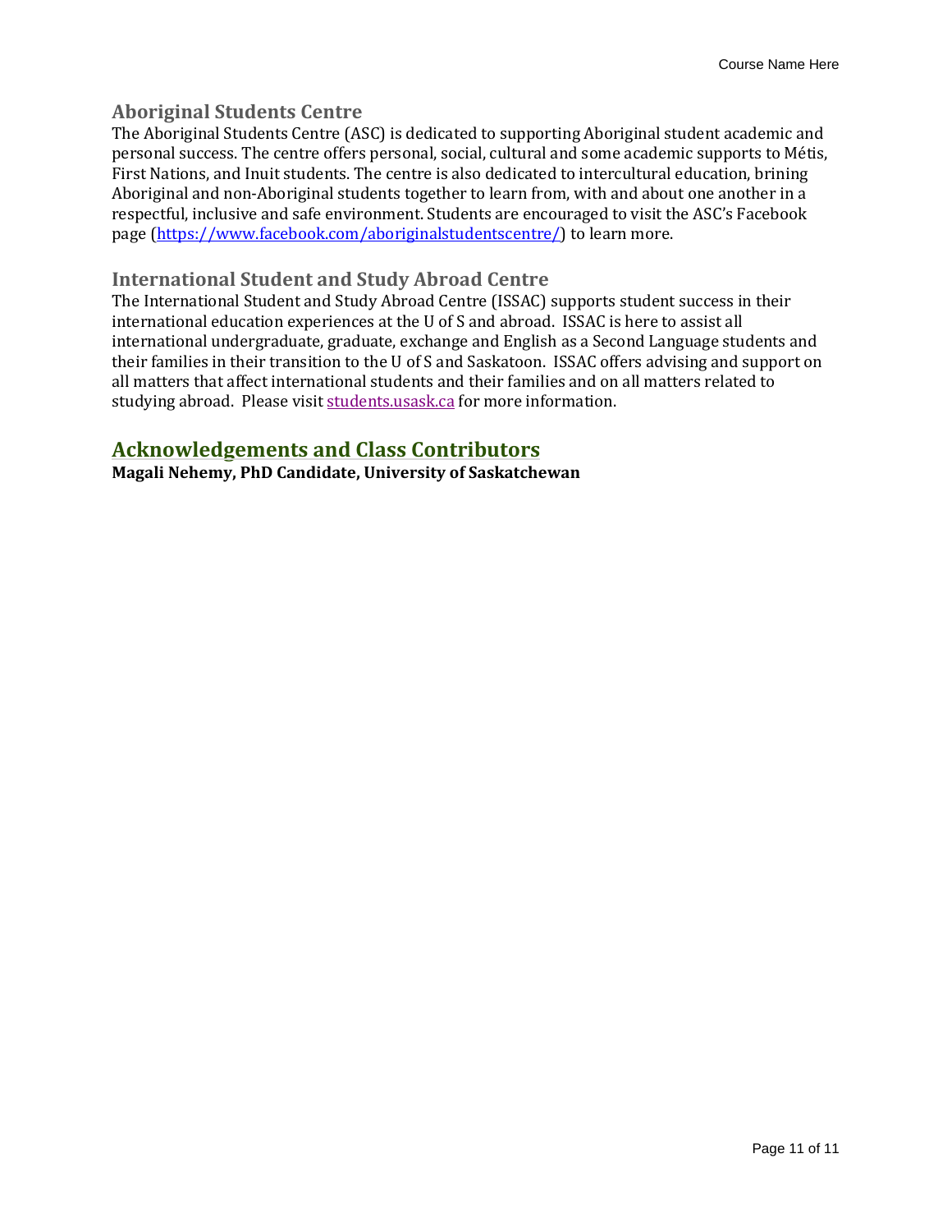### Aboriginal Students Centre

The Aboriginal Students Centre (ASC) is dedicated to supporting Aboriginal student academic and personal success. The centre offers personal, social, cultural and some academic supports to Métis, First Nations, and Inuit students. The centre is also dedicated to intercultural education, brining Aboriginal and non-Aboriginal students together to learn from, with and about one another in a respectful, inclusive and safe environment. Students are encouraged to visit the ASC's Facebook page (https://www.facebook.com/aboriginalstudentscentre/) to learn more.

### International Student and Study Abroad Centre

The International Student and Study Abroad Centre (ISSAC) supports student success in their international education experiences at the U of S and abroad. ISSAC is here to assist all international undergraduate, graduate, exchange and English as a Second Language students and their families in their transition to the U of S and Saskatoon. ISSAC offers advising and support on all matters that affect international students and their families and on all matters related to studying abroad. Please visit students.usask.ca for more information.

## Acknowledgements and Class Contributors

**Magali Nehemy, PhD Candidate, University of Saskatchewan**